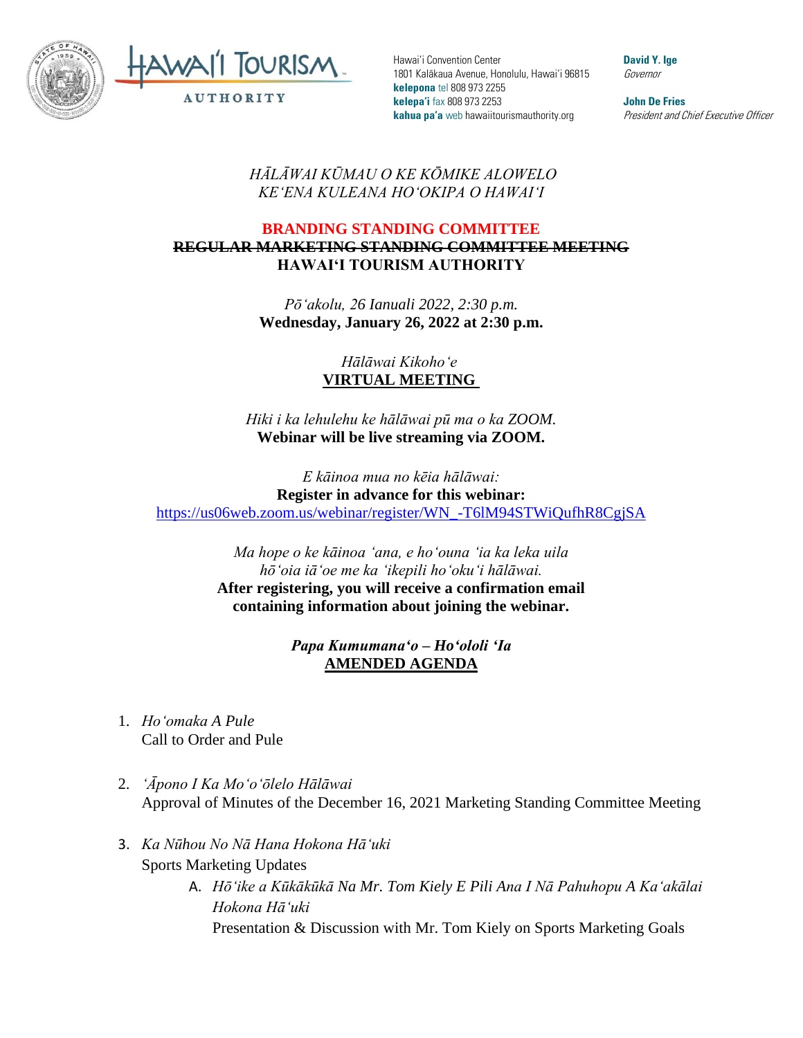Hawaiʻi Convention Center
1801 Kalākaua Avenue, Honolulu, Hawaiʻi 96815
**kelepona** tel 808 973 2255
**kelepaʻi** fax 808 973 2253
**kahua paʻa** web hawaiitourismauthority.org

**David Y. Ige**
*Governor*

**John De Fries**
*President and Chief Executive Officer*

*HĀLĀWAI KŪMAU O KE KŌMIKE ALOWELO*
*KEʻENA KULEANA HOʻOKIPA O HAWAIʻI*

**BRANDING STANDING COMMITTEE**
**~~REGULAR MARKETING STANDING COMMITTEE MEETING~~**
**HAWAIʻI TOURISM AUTHORITY**

*Pōʻakolu, 26 Ianuali 2022, 2:30 p.m.*
**Wednesday, January 26, 2022 at 2:30 p.m.**

*Hālāwai Kikohoʻe*
**VIRTUAL MEETING**

*Hiki i ka lehulehu ke hālāwai pū ma o ka ZOOM.*
**Webinar will be live streaming via ZOOM.**

*E kāinoa mua no kēia hālāwai:*
**Register in advance for this webinar:**
https://us06web.zoom.us/webinar/register/WN_-T6lM94STWiQufhR8CgjSA

*Ma hope o ke kāinoa ʻana, e hoʻouna ʻia ka leka uila hōʻoia iāʻoe me ka ʻikepili hoʻokuʻi hālāwai.*
**After registering, you will receive a confirmation email containing information about joining the webinar.**

***Papa Kumumanaʻo – Hoʻololi ʻIa***
**AMENDED AGENDA**

1. *Hoʻomaka A Pule*
   Call to Order and Pule

2. *ʻĀpono I Ka Moʻoʻōlelo Hālāwai*
   Approval of Minutes of the December 16, 2021 Marketing Standing Committee Meeting

3. *Ka Nūhou No Nā Hana Hokona Hāʻuki*
   Sports Marketing Updates
   A. *Hōʻike a Kūkākūkā Na Mr. Tom Kiely E Pili Ana I Nā Pahuhopu A Kaʻakālai Hokona Hāʻuki*
      Presentation & Discussion with Mr. Tom Kiely on Sports Marketing Goals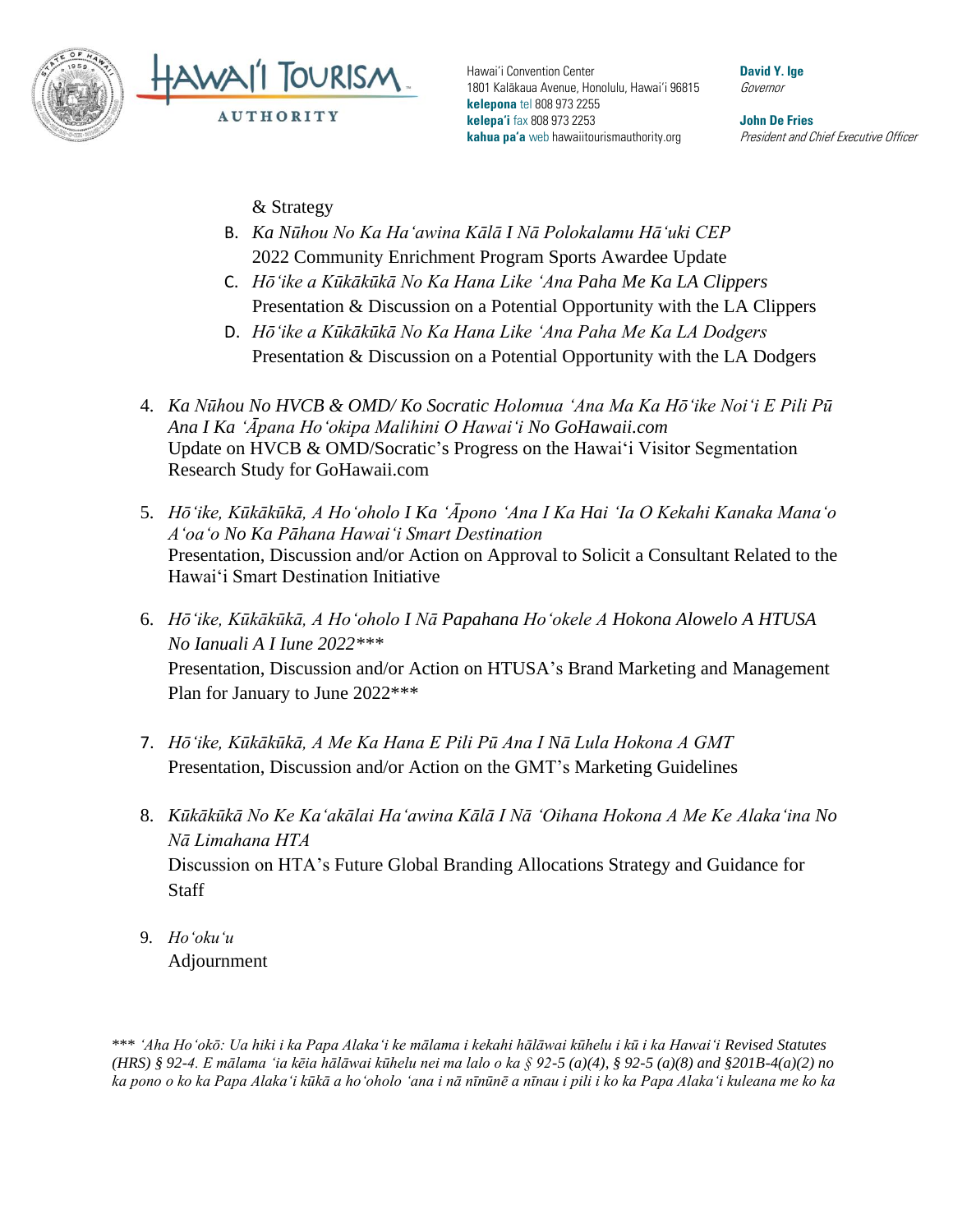& Strategy

B. *Ka Nūhou No Ka Haʻawina Kālā I Nā Polokalamu Hāʻuki CEP*
   2022 Community Enrichment Program Sports Awardee Update

C. *Hōʻike a Kūkākūkā No Ka Hana Like ʻAna Paha Me Ka LA Clippers*
   Presentation & Discussion on a Potential Opportunity with the LA Clippers

D. *Hōʻike a Kūkākūkā No Ka Hana Like ʻAna Paha Me Ka LA Dodgers*
   Presentation & Discussion on a Potential Opportunity with the LA Dodgers

4. *Ka Nūhou No HVCB & OMD/ Ko Socratic Holomua ʻAna Ma Ka Hōʻike Noiʻi E Pili Pū Ana I Ka ʻĀpana Hoʻokipa Malihini O Hawaiʻi No GoHawaii.com*
   Update on HVCB & OMD/Socratic's Progress on the Hawaiʻi Visitor Segmentation Research Study for GoHawaii.com

5. *Hōʻike, Kūkākūkā, A Hoʻoholo I Ka ʻĀpono ʻAna I Ka Hai ʻIa O Kekahi Kanaka Manaʻo Aʻoaʻo No Ka Pāhana Hawaiʻi Smart Destination*
   Presentation, Discussion and/or Action on Approval to Solicit a Consultant Related to the Hawaiʻi Smart Destination Initiative

6. *Hōʻike, Kūkākūkā, A Hoʻoholo I Nā Papahana Hoʻokele A Hokona Alowelo A HTUSA No Ianuali A I Iune 2022****
   Presentation, Discussion and/or Action on HTUSA's Brand Marketing and Management Plan for January to June 2022***

7. *Hōʻike, Kūkākūkā, A Me Ka Hana E Pili Pū Ana I Nā Lula Hokona A GMT*
   Presentation, Discussion and/or Action on the GMT's Marketing Guidelines

8. *Kūkākūkā No Ke Kaʻakālai Haʻawina Kālā I Nā ʻOihana Hokona A Me Ke Alakaʻina No Nā Limahana HTA*
   Discussion on HTA's Future Global Branding Allocations Strategy and Guidance for Staff

9. *Hoʻokuʻu*
   Adjournment

**** ʻAha Hoʻokō: Ua hiki i ka Papa Alakaʻi ke mālama i kekahi hālāwai kūhelu i kū i ka Hawaiʻi Revised Statutes (HRS) § 92-4. E mālama ʻia kēia hālāwai kūhelu nei ma lalo o ka § 92-5 (a)(4), § 92-5 (a)(8) and §201B-4(a)(2) no ka pono o ko ka Papa Alakaʻi kūkā a hoʻoholo ʻana i nā nīnūnē a nīnau i pili i ko ka Papa Alakaʻi kuleana me ko ka*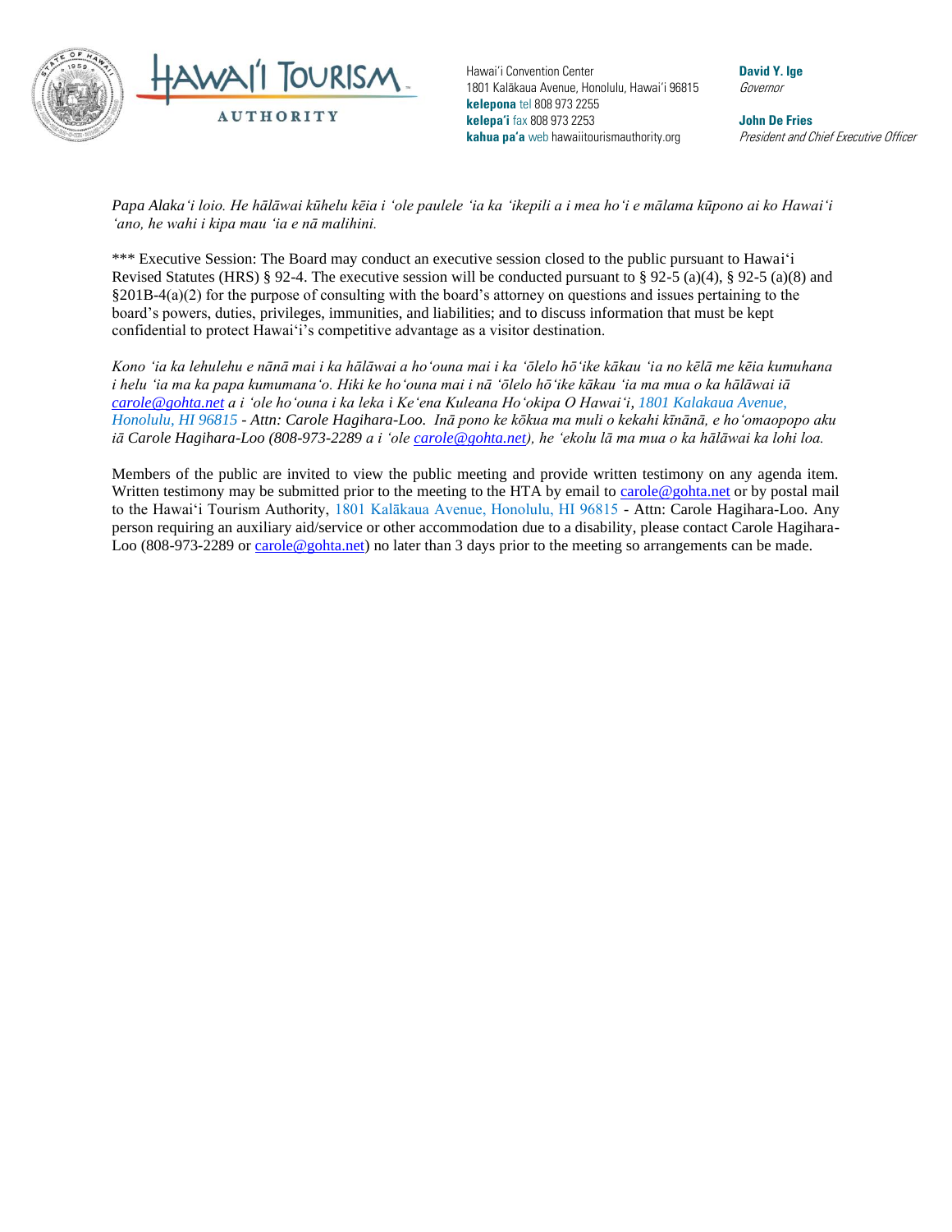Hawaiʻi Convention Center
1801 Kalākaua Avenue, Honolulu, Hawaiʻi 96815
**kelepona** tel 808 973 2255
**kelepaʻi** fax 808 973 2253
**kahua paʻa** web hawaiitourismauthority.org

**David Y. Ige**
*Governor*

**John De Fries**
*President and Chief Executive Officer*

*Papa Alakaʻi loio. He hālāwai kūhelu kēia i ʻole paulele ʻia ka ʻikepili a i mea hoʻi e mālama kūpono ai ko Hawaiʻi ʻano, he wahi i kipa mau ʻia e nā malihini.*

*** Executive Session: The Board may conduct an executive session closed to the public pursuant to Hawaiʻi Revised Statutes (HRS) § 92-4. The executive session will be conducted pursuant to § 92-5 (a)(4), § 92-5 (a)(8) and §201B-4(a)(2) for the purpose of consulting with the board's attorney on questions and issues pertaining to the board's powers, duties, privileges, immunities, and liabilities; and to discuss information that must be kept confidential to protect Hawaiʻi's competitive advantage as a visitor destination.

*Kono ʻia ka lehulehu e nānā mai i ka hālāwai a hoʻouna mai i ka ʻōlelo hōʻike kākau ʻia no kēlā me kēia kumuhana i helu ʻia ma ka papa kumumanaʻo. Hiki ke hoʻouna mai i nā ʻōlelo hōʻike kākau ʻia ma mua o ka hālāwai iā carole@gohta.net a i ʻole hoʻouna i ka leka i Keʻena Kuleana Hoʻokipa O Hawaiʻi, 1801 Kalakaua Avenue, Honolulu, HI 96815 - Attn: Carole Hagihara-Loo. Inā pono ke kōkua ma muli o kekahi kīnānā, e hoʻomaopopo aku iā Carole Hagihara-Loo (808-973-2289 a i ʻole carole@gohta.net), he ʻekolu lā ma mua o ka hālāwai ka lohi loa.*

Members of the public are invited to view the public meeting and provide written testimony on any agenda item. Written testimony may be submitted prior to the meeting to the HTA by email to carole@gohta.net or by postal mail to the Hawaiʻi Tourism Authority, 1801 Kalākaua Avenue, Honolulu, HI 96815 - Attn: Carole Hagihara-Loo. Any person requiring an auxiliary aid/service or other accommodation due to a disability, please contact Carole Hagihara-Loo (808-973-2289 or carole@gohta.net) no later than 3 days prior to the meeting so arrangements can be made.